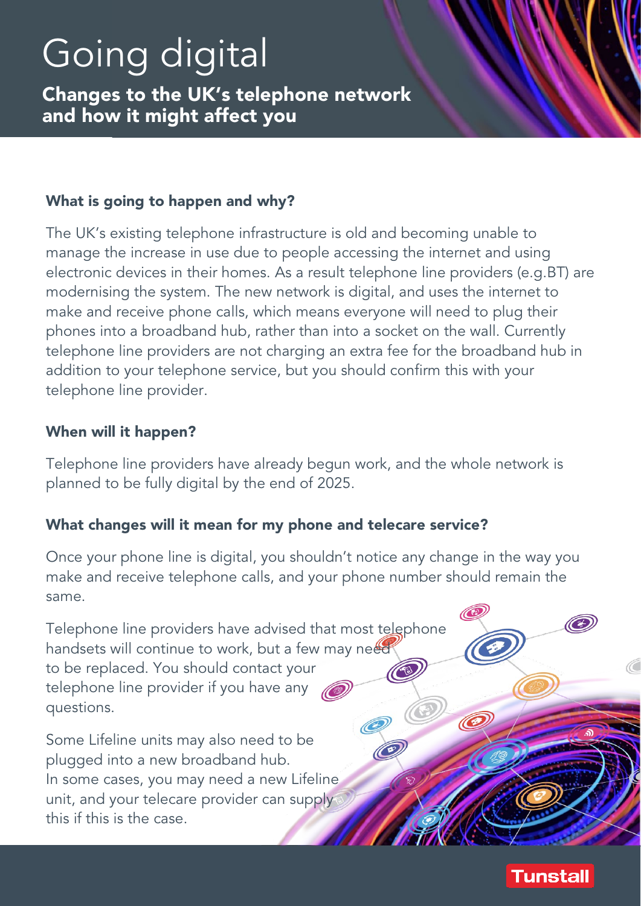# Going digital

## Changes to the UK's telephone network and how it might affect you

### What is going to happen and why?

The UK's existing telephone infrastructure is old and becoming unable to manage the increase in use due to people accessing the internet and using electronic devices in their homes. As a result telephone line providers (e.g.BT) are modernising the system. The new network is digital, and uses the internet to make and receive phone calls, which means everyone will need to plug their phones into a broadband hub, rather than into a socket on the wall. Currently telephone line providers are not charging an extra fee for the broadband hub in addition to your telephone service, but you should confirm this with your telephone line provider.

### When will it happen?

Telephone line providers have already begun work, and the whole network is planned to be fully digital by the end of 2025.

### What changes will it mean for my phone and telecare service?

Once your phone line is digital, you shouldn't notice any change in the way you make and receive telephone calls, and your phone number should remain the same.

Telephone line providers have advised that most telephone handsets will continue to work, but a few may need to be replaced. You should contact your telephone line provider if you have any questions.

Some Lifeline units may also need to be plugged into a new broadband hub. In some cases, you may need a new Lifeline unit, and your telecare provider can supply this if this is the case.

Tunstall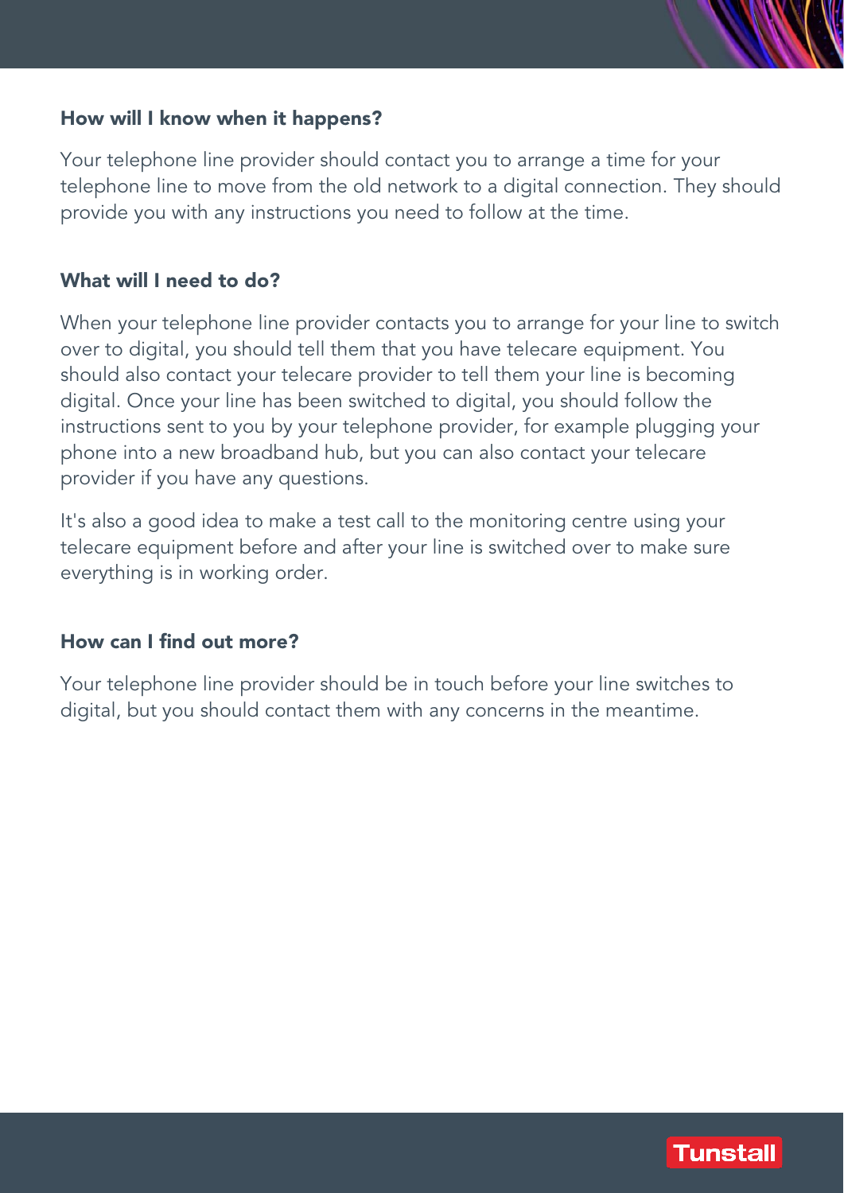### How will I know when it happens?

Your telephone line provider should contact you to arrange a time for your telephone line to move from the old network to a digital connection. They should provide you with any instructions you need to follow at the time.

### What will I need to do?

When your telephone line provider contacts you to arrange for your line to switch over to digital, you should tell them that you have telecare equipment. You should also contact your telecare provider to tell them your line is becoming digital. Once your line has been switched to digital, you should follow the instructions sent to you by your telephone provider, for example plugging your phone into a new broadband hub, but you can also contact your telecare provider if you have any questions.

It's also a good idea to make a test call to the monitoring centre using your telecare equipment before and after your line is switched over to make sure everything is in working order.

### How can I find out more?

Your telephone line provider should be in touch before your line switches to digital, but you should contact them with any concerns in the meantime.